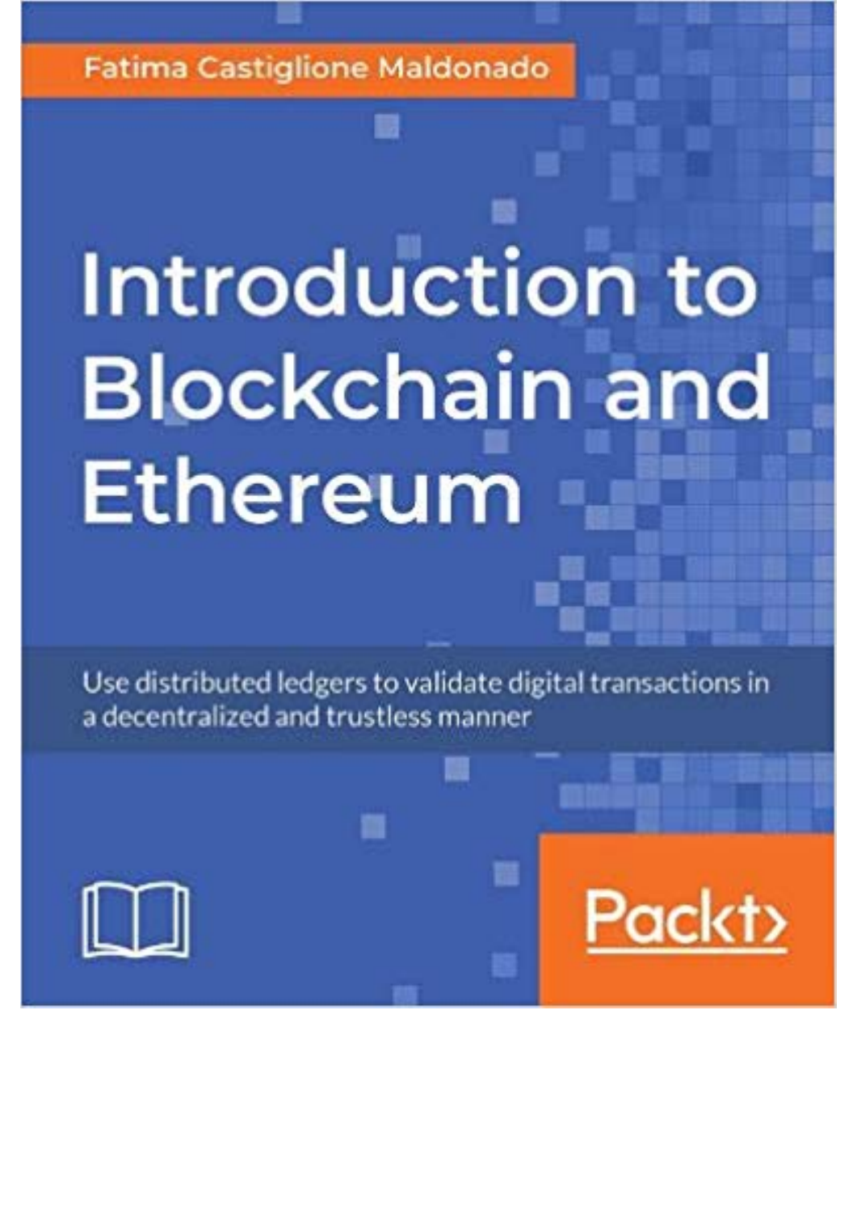Fatima Castiglione Maldonado

# Introduction to Blockchain and Ethereum

Use distributed ledgers to validate digital transactions in a decentralized and trustless manner

Packt>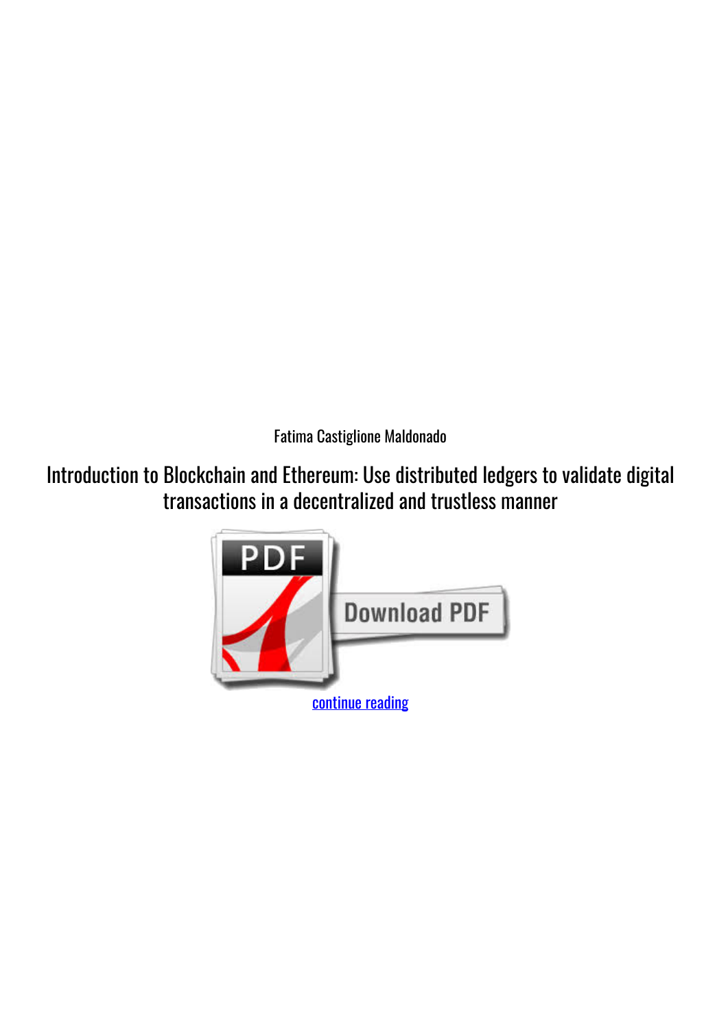Fatima Castiglione Maldonado

# Introduction to Blockchain and Ethereum: Use distributed ledgers to validate digital transactions in a decentralized and trustless manner

continue reading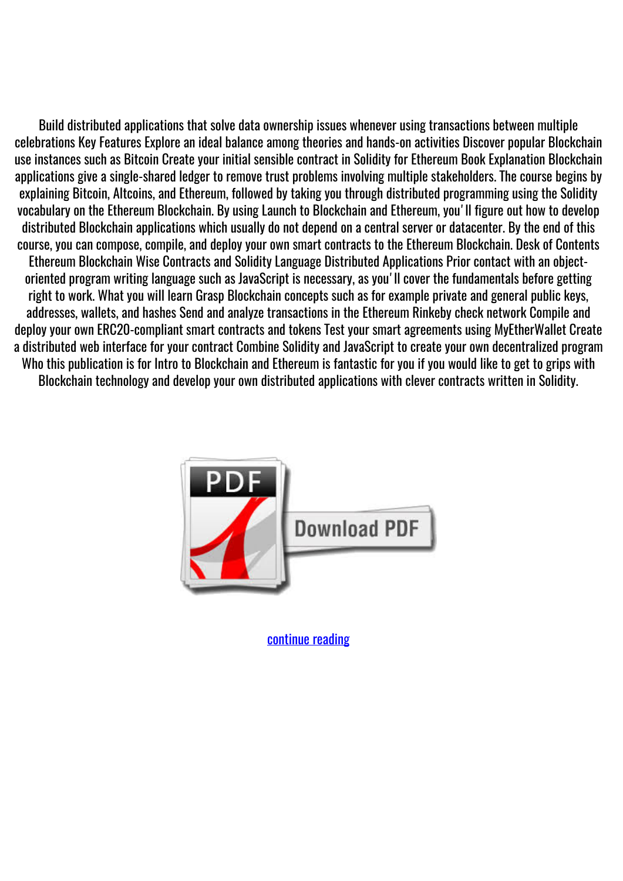Build distributed applications that solve data ownership issues whenever using transactions between multiple celebrations Key Features Explore an ideal balance among theories and hands-on activities Discover popular Blockchain use instances such as Bitcoin Create your initial sensible contract in Solidity for Ethereum Book Explanation Blockchain applications give a single-shared ledger to remove trust problems involving multiple stakeholders. The course begins by explaining Bitcoin, Altcoins, and Ethereum, followed by taking you through distributed programming using the Solidity vocabulary on the Ethereum Blockchain. By using Launch to Blockchain and Ethereum, you' ll figure out how to develop distributed Blockchain applications which usually do not depend on a central server or datacenter. By the end of this course, you can compose, compile, and deploy your own smart contracts to the Ethereum Blockchain. Desk of Contents Ethereum Blockchain Wise Contracts and Solidity Language Distributed Applications Prior contact with an object-oriented program writing language such as JavaScript is necessary, as you' ll cover the fundamentals before getting right to work. What you will learn Grasp Blockchain concepts such as for example private and general public keys, addresses, wallets, and hashes Send and analyze transactions in the Ethereum Rinkeby check network Compile and deploy your own ERC20-compliant smart contracts and tokens Test your smart agreements using MyEtherWallet Create a distributed web interface for your contract Combine Solidity and JavaScript to create your own decentralized program Who this publication is for Intro to Blockchain and Ethereum is fantastic for you if you would like to get to grips with Blockchain technology and develop your own distributed applications with clever contracts written in Solidity.

continue reading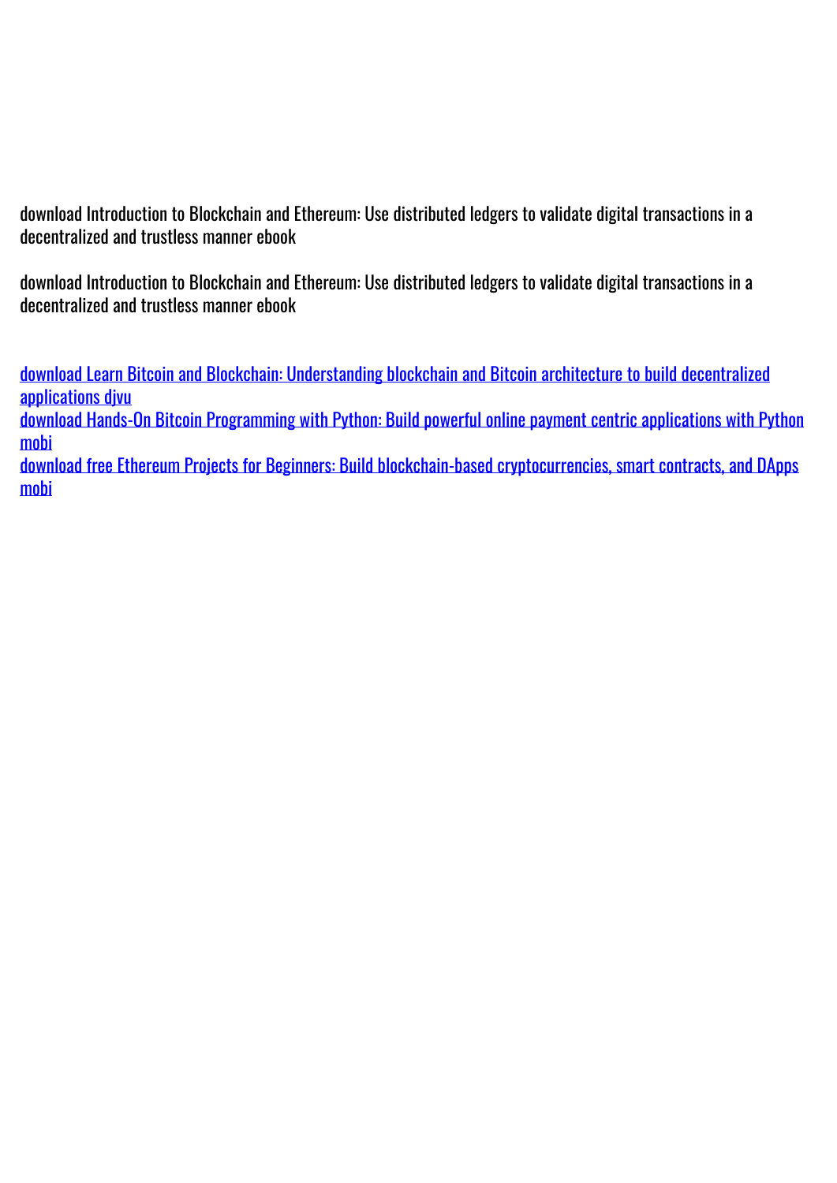download Introduction to Blockchain and Ethereum: Use distributed ledgers to validate digital transactions in a decentralized and trustless manner ebook

download Introduction to Blockchain and Ethereum: Use distributed ledgers to validate digital transactions in a decentralized and trustless manner ebook

download Learn Bitcoin and Blockchain: Understanding blockchain and Bitcoin architecture to build decentralized applications djvu
download Hands-On Bitcoin Programming with Python: Build powerful online payment centric applications with Python mobi
download free Ethereum Projects for Beginners: Build blockchain-based cryptocurrencies, smart contracts, and DApps mobi